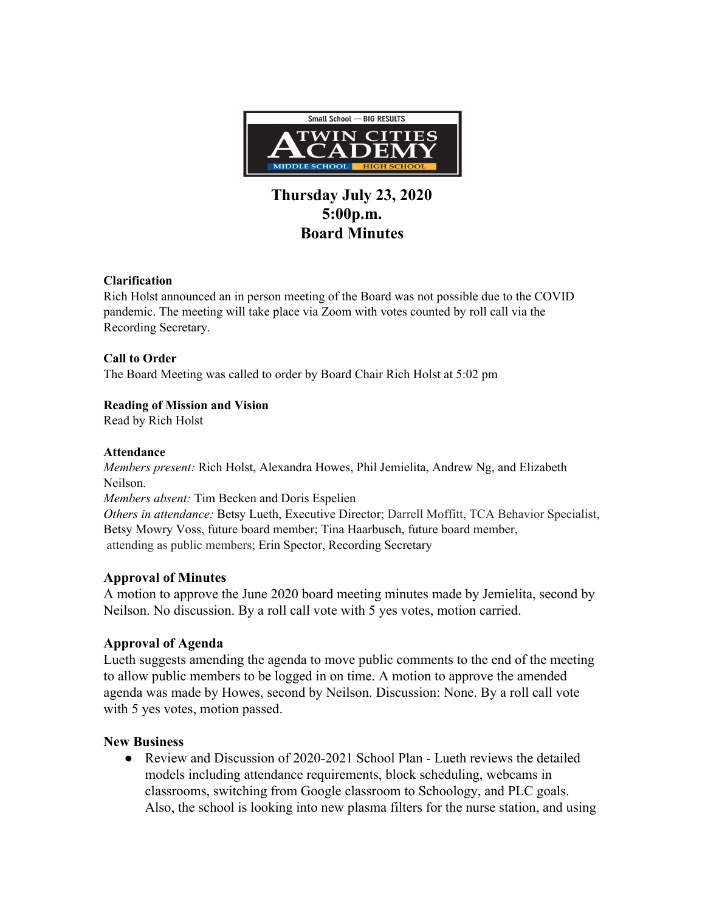Small School — BIG RESULTS
TWIN CITIES ACADEMY
MIDDLE SCHOOL | HIGH SCHOOL

# Thursday July 23, 2020
# 5:00p.m.
# Board Minutes

**Clarification**
Rich Holst announced an in person meeting of the Board was not possible due to the COVID pandemic. The meeting will take place via Zoom with votes counted by roll call via the Recording Secretary.

**Call to Order**
The Board Meeting was called to order by Board Chair Rich Holst at 5:02 pm

**Reading of Mission and Vision**
Read by Rich Holst

**Attendance**
*Members present:* Rich Holst, Alexandra Howes, Phil Jemielita, Andrew Ng, and Elizabeth Neilson.
*Members absent:* Tim Becken and Doris Espelien
*Others in attendance:* Betsy Lueth, Executive Director; Darrell Moffitt, TCA Behavior Specialist, Betsy Mowry Voss, future board member; Tina Haarbusch, future board member, attending as public members; Erin Spector, Recording Secretary

### Approval of Minutes
A motion to approve the June 2020 board meeting minutes made by Jemielita, second by Neilson. No discussion. By a roll call vote with 5 yes votes, motion carried.

### Approval of Agenda
Lueth suggests amending the agenda to move public comments to the end of the meeting to allow public members to be logged in on time. A motion to approve the amended agenda was made by Howes, second by Neilson. Discussion: None. By a roll call vote with 5 yes votes, motion passed.

### New Business
- Review and Discussion of 2020-2021 School Plan - Lueth reviews the detailed models including attendance requirements, block scheduling, webcams in classrooms, switching from Google classroom to Schoology, and PLC goals. Also, the school is looking into new plasma filters for the nurse station, and using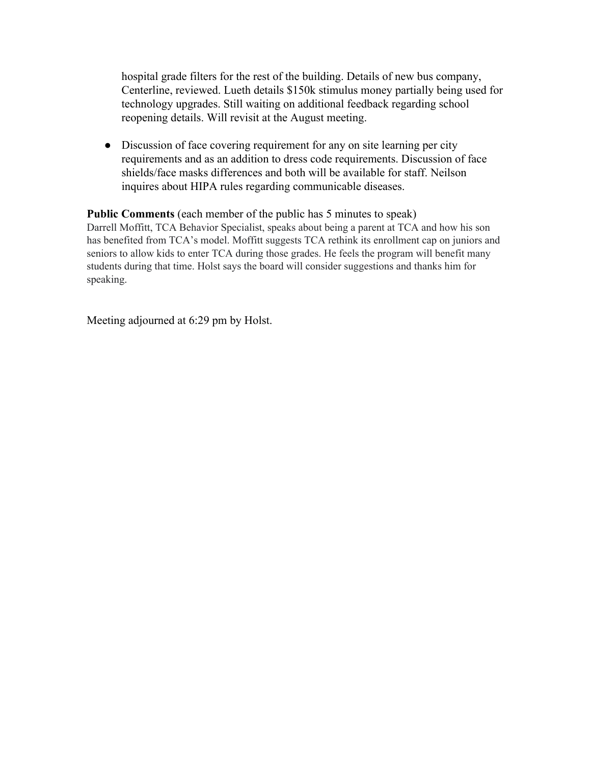hospital grade filters for the rest of the building. Details of new bus company, Centerline, reviewed. Lueth details $150k stimulus money partially being used for technology upgrades. Still waiting on additional feedback regarding school reopening details. Will revisit at the August meeting.

- Discussion of face covering requirement for any on site learning per city requirements and as an addition to dress code requirements. Discussion of face shields/face masks differences and both will be available for staff. Neilson inquires about HIPA rules regarding communicable diseases.

**Public Comments** (each member of the public has 5 minutes to speak)

Darrell Moffitt, TCA Behavior Specialist, speaks about being a parent at TCA and how his son has benefited from TCA's model. Moffitt suggests TCA rethink its enrollment cap on juniors and seniors to allow kids to enter TCA during those grades. He feels the program will benefit many students during that time. Holst says the board will consider suggestions and thanks him for speaking.

Meeting adjourned at 6:29 pm by Holst.